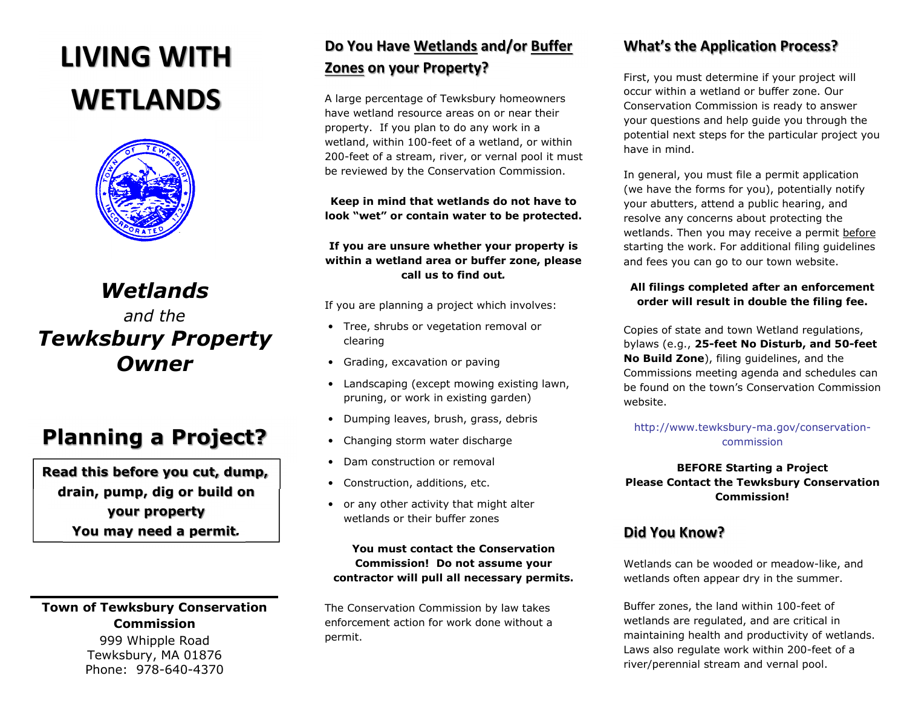# LIVING WITH WETLANDS

***Wetlands***

*and the*

***Tewksbury Property Owner***

## Planning a Project?

**Read this before you cut, dump, drain, pump, dig or build on your property**
**You may need a permit.**

**Town of Tewksbury Conservation Commission**
999 Whipple Road
Tewksbury, MA 01876
Phone: 978-640-4370

## Do You Have Wetlands and/or Buffer Zones on your Property?

A large percentage of Tewksbury homeowners have wetland resource areas on or near their property. If you plan to do any work in a wetland, within 100-feet of a wetland, or within 200-feet of a stream, river, or vernal pool it must be reviewed by the Conservation Commission.

**Keep in mind that wetlands do not have to look "wet" or contain water to be protected.**

**If you are unsure whether your property is within a wetland area or buffer zone, please call us to find out.**

If you are planning a project which involves:

- Tree, shrubs or vegetation removal or clearing
- Grading, excavation or paving
- Landscaping (except mowing existing lawn, pruning, or work in existing garden)
- Dumping leaves, brush, grass, debris
- Changing storm water discharge
- Dam construction or removal
- Construction, additions, etc.
- or any other activity that might alter wetlands or their buffer zones

**You must contact the Conservation Commission! Do not assume your contractor will pull all necessary permits.**

The Conservation Commission by law takes enforcement action for work done without a permit.

## What's the Application Process?

First, you must determine if your project will occur within a wetland or buffer zone. Our Conservation Commission is ready to answer your questions and help guide you through the potential next steps for the particular project you have in mind.

In general, you must file a permit application (we have the forms for you), potentially notify your abutters, attend a public hearing, and resolve any concerns about protecting the wetlands. Then you may receive a permit before starting the work. For additional filing guidelines and fees you can go to our town website.

**All filings completed after an enforcement order will result in double the filing fee.**

Copies of state and town Wetland regulations, bylaws (e.g., **25-feet No Disturb, and 50-feet No Build Zone**), filing guidelines, and the Commissions meeting agenda and schedules can be found on the town's Conservation Commission website.

http://www.tewksbury-ma.gov/conservation-commission

**BEFORE Starting a Project**
**Please Contact the Tewksbury Conservation Commission!**

## Did You Know?

Wetlands can be wooded or meadow-like, and wetlands often appear dry in the summer.

Buffer zones, the land within 100-feet of wetlands are regulated, and are critical in maintaining health and productivity of wetlands. Laws also regulate work within 200-feet of a river/perennial stream and vernal pool.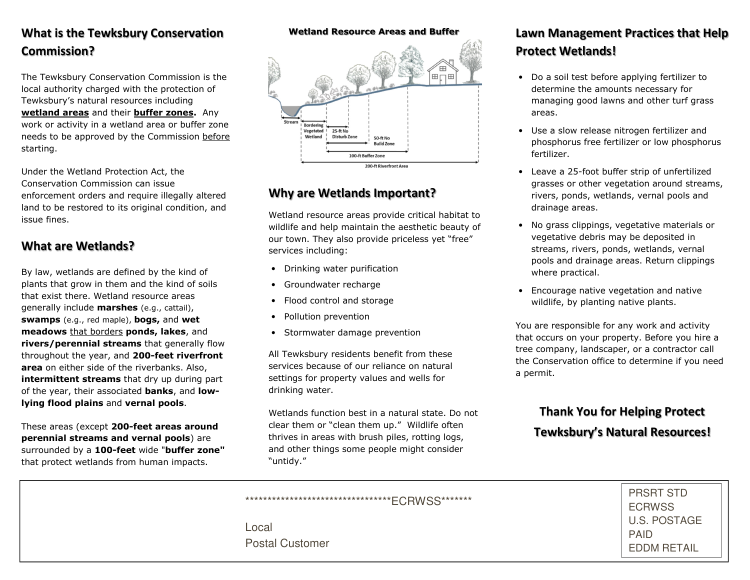## What is the Tewksbury Conservation Commission?

The Tewksbury Conservation Commission is the local authority charged with the protection of Tewksbury's natural resources including **wetland areas** and their **buffer zones.** Any work or activity in a wetland area or buffer zone needs to be approved by the Commission before starting.

Under the Wetland Protection Act, the Conservation Commission can issue enforcement orders and require illegally altered land to be restored to its original condition, and issue fines.

## What are Wetlands?

By law, wetlands are defined by the kind of plants that grow in them and the kind of soils that exist there. Wetland resource areas generally include **marshes** (e.g., cattail), **swamps** (e.g., red maple), **bogs,** and **wet meadows** that borders **ponds, lakes**, and **rivers/perennial streams** that generally flow throughout the year, and **200-feet riverfront area** on either side of the riverbanks. Also, **intermittent streams** that dry up during part of the year, their associated **banks**, and **low-lying flood plains** and **vernal pools**.

These areas (except **200-feet areas around perennial streams and vernal pools**) are surrounded by a **100-feet** wide "**buffer zone"** that protect wetlands from human impacts.

**Wetland Resource Areas and Buffer**

Stream
Bordering Vegetated Wetland
25-ft No Disturb Zone
50-ft No Build Zone
100-ft Buffer Zone
200-ft Riverfront Area

## Why are Wetlands Important?

Wetland resource areas provide critical habitat to wildlife and help maintain the aesthetic beauty of our town. They also provide priceless yet "free" services including:

- Drinking water purification
- Groundwater recharge
- Flood control and storage
- Pollution prevention
- Stormwater damage prevention

All Tewksbury residents benefit from these services because of our reliance on natural settings for property values and wells for drinking water.

Wetlands function best in a natural state. Do not clear them or "clean them up." Wildlife often thrives in areas with brush piles, rotting logs, and other things some people might consider "untidy."

## Lawn Management Practices that Help Protect Wetlands!

- Do a soil test before applying fertilizer to determine the amounts necessary for managing good lawns and other turf grass areas.
- Use a slow release nitrogen fertilizer and phosphorus free fertilizer or low phosphorus fertilizer.
- Leave a 25-foot buffer strip of unfertilized grasses or other vegetation around streams, rivers, ponds, wetlands, vernal pools and drainage areas.
- No grass clippings, vegetative materials or vegetative debris may be deposited in streams, rivers, ponds, wetlands, vernal pools and drainage areas. Return clippings where practical.
- Encourage native vegetation and native wildlife, by planting native plants.

You are responsible for any work and activity that occurs on your property. Before you hire a tree company, landscaper, or a contractor call the Conservation office to determine if you need a permit.

## Thank You for Helping Protect Tewksbury's Natural Resources!

*********************************ECRWSS*******

Local
Postal Customer

PRSRT STD
ECRWSS
U.S. POSTAGE
PAID
EDDM RETAIL